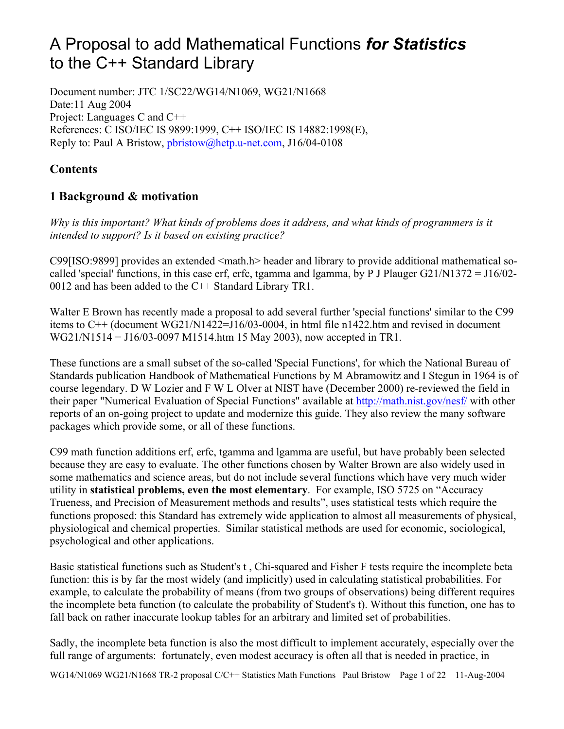# A Proposal to add Mathematical Functions ***for Statistics*** to the C++ Standard Library

Document number: JTC 1/SC22/WG14/N1069, WG21/N1668
Date:11 Aug 2004
Project: Languages C and C++
References: C ISO/IEC IS 9899:1999, C++ ISO/IEC IS 14882:1998(E),
Reply to: Paul A Bristow, pbristow@hetp.u-net.com, J16/04-0108

## Contents

## 1 Background & motivation

*Why is this important? What kinds of problems does it address, and what kinds of programmers is it intended to support? Is it based on existing practice?*

C99[ISO:9899] provides an extended <math.h> header and library to provide additional mathematical so-called 'special' functions, in this case erf, erfc, tgamma and lgamma, by P J Plauger G21/N1372 = J16/02-0012 and has been added to the C++ Standard Library TR1.

Walter E Brown has recently made a proposal to add several further 'special functions' similar to the C99 items to C++ (document WG21/N1422=J16/03-0004, in html file n1422.htm and revised in document WG21/N1514 = J16/03-0097 M1514.htm 15 May 2003), now accepted in TR1.

These functions are a small subset of the so-called 'Special Functions', for which the National Bureau of Standards publication Handbook of Mathematical Functions by M Abramowitz and I Stegun in 1964 is of course legendary. D W Lozier and F W L Olver at NIST have (December 2000) re-reviewed the field in their paper "Numerical Evaluation of Special Functions" available at http://math.nist.gov/nesf/ with other reports of an on-going project to update and modernize this guide. They also review the many software packages which provide some, or all of these functions.

C99 math function additions erf, erfc, tgamma and lgamma are useful, but have probably been selected because they are easy to evaluate. The other functions chosen by Walter Brown are also widely used in some mathematics and science areas, but do not include several functions which have very much wider utility in **statistical problems, even the most elementary**. For example, ISO 5725 on "Accuracy Trueness, and Precision of Measurement methods and results", uses statistical tests which require the functions proposed: this Standard has extremely wide application to almost all measurements of physical, physiological and chemical properties. Similar statistical methods are used for economic, sociological, psychological and other applications.

Basic statistical functions such as Student's t , Chi-squared and Fisher F tests require the incomplete beta function: this is by far the most widely (and implicitly) used in calculating statistical probabilities. For example, to calculate the probability of means (from two groups of observations) being different requires the incomplete beta function (to calculate the probability of Student's t). Without this function, one has to fall back on rather inaccurate lookup tables for an arbitrary and limited set of probabilities.

Sadly, the incomplete beta function is also the most difficult to implement accurately, especially over the full range of arguments: fortunately, even modest accuracy is often all that is needed in practice, in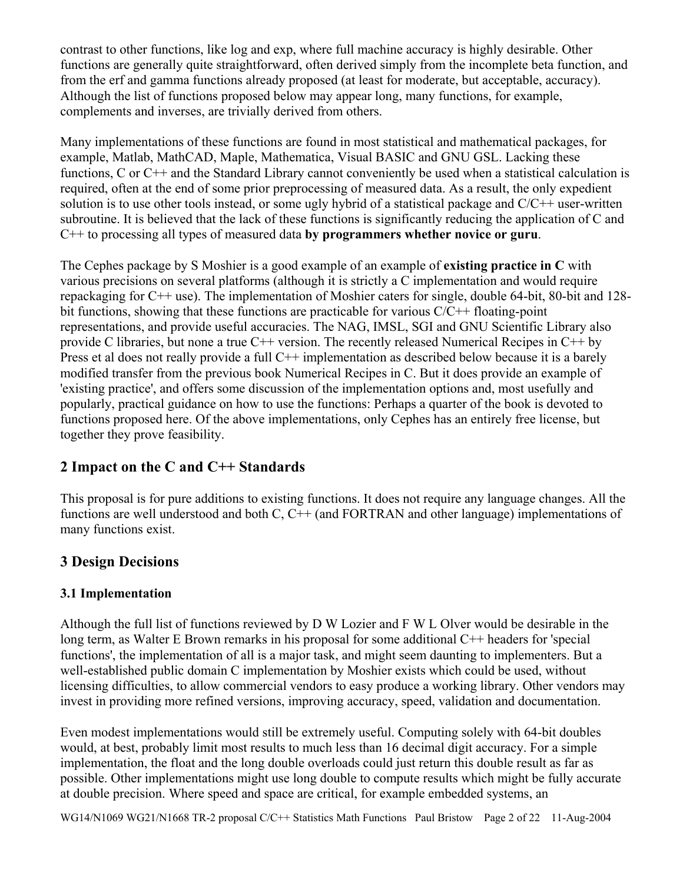contrast to other functions, like log and exp, where full machine accuracy is highly desirable. Other functions are generally quite straightforward, often derived simply from the incomplete beta function, and from the erf and gamma functions already proposed (at least for moderate, but acceptable, accuracy). Although the list of functions proposed below may appear long, many functions, for example, complements and inverses, are trivially derived from others.

Many implementations of these functions are found in most statistical and mathematical packages, for example, Matlab, MathCAD, Maple, Mathematica, Visual BASIC and GNU GSL. Lacking these functions, C or C++ and the Standard Library cannot conveniently be used when a statistical calculation is required, often at the end of some prior preprocessing of measured data. As a result, the only expedient solution is to use other tools instead, or some ugly hybrid of a statistical package and C/C++ user-written subroutine. It is believed that the lack of these functions is significantly reducing the application of C and C++ to processing all types of measured data **by programmers whether novice or guru**.

The Cephes package by S Moshier is a good example of an example of **existing practice in C** with various precisions on several platforms (although it is strictly a C implementation and would require repackaging for C++ use). The implementation of Moshier caters for single, double 64-bit, 80-bit and 128-bit functions, showing that these functions are practicable for various C/C++ floating-point representations, and provide useful accuracies. The NAG, IMSL, SGI and GNU Scientific Library also provide C libraries, but none a true C++ version. The recently released Numerical Recipes in C++ by Press et al does not really provide a full C++ implementation as described below because it is a barely modified transfer from the previous book Numerical Recipes in C. But it does provide an example of 'existing practice', and offers some discussion of the implementation options and, most usefully and popularly, practical guidance on how to use the functions: Perhaps a quarter of the book is devoted to functions proposed here. Of the above implementations, only Cephes has an entirely free license, but together they prove feasibility.

## 2 Impact on the C and C++ Standards

This proposal is for pure additions to existing functions. It does not require any language changes. All the functions are well understood and both C, C++ (and FORTRAN and other language) implementations of many functions exist.

## 3 Design Decisions

### 3.1 Implementation

Although the full list of functions reviewed by D W Lozier and F W L Olver would be desirable in the long term, as Walter E Brown remarks in his proposal for some additional C++ headers for 'special functions', the implementation of all is a major task, and might seem daunting to implementers. But a well-established public domain C implementation by Moshier exists which could be used, without licensing difficulties, to allow commercial vendors to easy produce a working library. Other vendors may invest in providing more refined versions, improving accuracy, speed, validation and documentation.

Even modest implementations would still be extremely useful. Computing solely with 64-bit doubles would, at best, probably limit most results to much less than 16 decimal digit accuracy. For a simple implementation, the float and the long double overloads could just return this double result as far as possible. Other implementations might use long double to compute results which might be fully accurate at double precision. Where speed and space are critical, for example embedded systems, an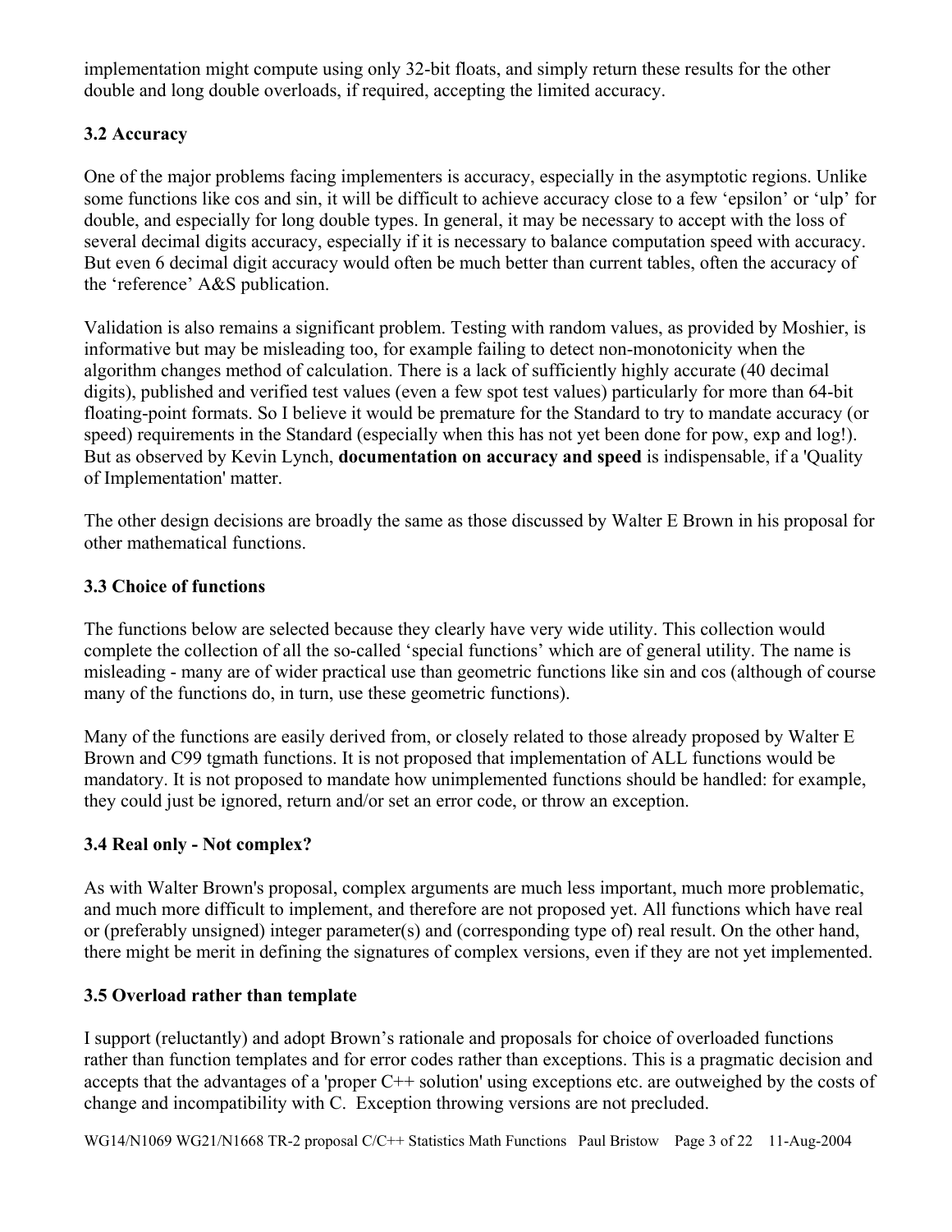implementation might compute using only 32-bit floats, and simply return these results for the other double and long double overloads, if required, accepting the limited accuracy.

### 3.2 Accuracy

One of the major problems facing implementers is accuracy, especially in the asymptotic regions. Unlike some functions like cos and sin, it will be difficult to achieve accuracy close to a few 'epsilon' or 'ulp' for double, and especially for long double types. In general, it may be necessary to accept with the loss of several decimal digits accuracy, especially if it is necessary to balance computation speed with accuracy. But even 6 decimal digit accuracy would often be much better than current tables, often the accuracy of the 'reference' A&S publication.

Validation is also remains a significant problem. Testing with random values, as provided by Moshier, is informative but may be misleading too, for example failing to detect non-monotonicity when the algorithm changes method of calculation. There is a lack of sufficiently highly accurate (40 decimal digits), published and verified test values (even a few spot test values) particularly for more than 64-bit floating-point formats. So I believe it would be premature for the Standard to try to mandate accuracy (or speed) requirements in the Standard (especially when this has not yet been done for pow, exp and log!). But as observed by Kevin Lynch, **documentation on accuracy and speed** is indispensable, if a 'Quality of Implementation' matter.

The other design decisions are broadly the same as those discussed by Walter E Brown in his proposal for other mathematical functions.

### 3.3 Choice of functions

The functions below are selected because they clearly have very wide utility. This collection would complete the collection of all the so-called 'special functions' which are of general utility. The name is misleading - many are of wider practical use than geometric functions like sin and cos (although of course many of the functions do, in turn, use these geometric functions).

Many of the functions are easily derived from, or closely related to those already proposed by Walter E Brown and C99 tgmath functions. It is not proposed that implementation of ALL functions would be mandatory. It is not proposed to mandate how unimplemented functions should be handled: for example, they could just be ignored, return and/or set an error code, or throw an exception.

### 3.4 Real only - Not complex?

As with Walter Brown's proposal, complex arguments are much less important, much more problematic, and much more difficult to implement, and therefore are not proposed yet. All functions which have real or (preferably unsigned) integer parameter(s) and (corresponding type of) real result. On the other hand, there might be merit in defining the signatures of complex versions, even if they are not yet implemented.

### 3.5 Overload rather than template

I support (reluctantly) and adopt Brown's rationale and proposals for choice of overloaded functions rather than function templates and for error codes rather than exceptions. This is a pragmatic decision and accepts that the advantages of a 'proper C++ solution' using exceptions etc. are outweighed by the costs of change and incompatibility with C. Exception throwing versions are not precluded.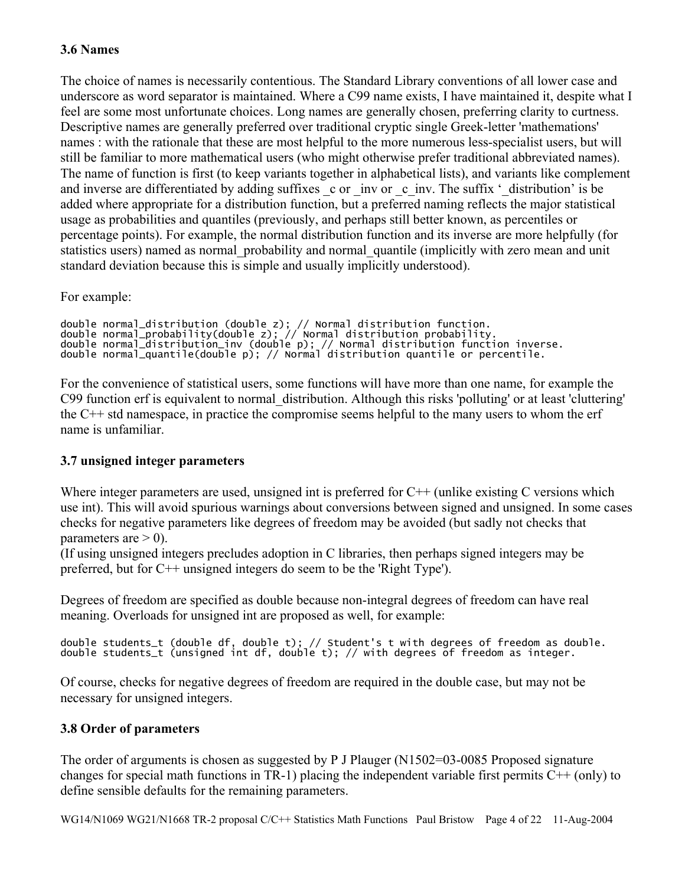### 3.6 Names

The choice of names is necessarily contentious. The Standard Library conventions of all lower case and underscore as word separator is maintained. Where a C99 name exists, I have maintained it, despite what I feel are some most unfortunate choices. Long names are generally chosen, preferring clarity to curtness. Descriptive names are generally preferred over traditional cryptic single Greek-letter 'mathemations' names : with the rationale that these are most helpful to the more numerous less-specialist users, but will still be familiar to more mathematical users (who might otherwise prefer traditional abbreviated names). The name of function is first (to keep variants together in alphabetical lists), and variants like complement and inverse are differentiated by adding suffixes _c or _inv or _c_inv. The suffix '_distribution' is be added where appropriate for a distribution function, but a preferred naming reflects the major statistical usage as probabilities and quantiles (previously, and perhaps still better known, as percentiles or percentage points). For example, the normal distribution function and its inverse are more helpfully (for statistics users) named as normal_probability and normal_quantile (implicitly with zero mean and unit standard deviation because this is simple and usually implicitly understood).

For example:

```
double normal_distribution (double z); // Normal distribution function.
double normal_probability(double z); // Normal distribution probability.
double normal_distribution_inv (double p); // Normal distribution function inverse.
double normal_quantile(double p); // Normal distribution quantile or percentile.
```

For the convenience of statistical users, some functions will have more than one name, for example the C99 function erf is equivalent to normal_distribution. Although this risks 'polluting' or at least 'cluttering' the C++ std namespace, in practice the compromise seems helpful to the many users to whom the erf name is unfamiliar.

### 3.7 unsigned integer parameters

Where integer parameters are used, unsigned int is preferred for C++ (unlike existing C versions which use int). This will avoid spurious warnings about conversions between signed and unsigned. In some cases checks for negative parameters like degrees of freedom may be avoided (but sadly not checks that parameters are > 0).
(If using unsigned integers precludes adoption in C libraries, then perhaps signed integers may be preferred, but for C++ unsigned integers do seem to be the 'Right Type').

Degrees of freedom are specified as double because non-integral degrees of freedom can have real meaning. Overloads for unsigned int are proposed as well, for example:

```
double students_t (double df, double t); // Student's t with degrees of freedom as double.
double students_t (unsigned int df, double t); // with degrees of freedom as integer.
```

Of course, checks for negative degrees of freedom are required in the double case, but may not be necessary for unsigned integers.

### 3.8 Order of parameters

The order of arguments is chosen as suggested by P J Plauger (N1502=03-0085 Proposed signature changes for special math functions in TR-1) placing the independent variable first permits C++ (only) to define sensible defaults for the remaining parameters.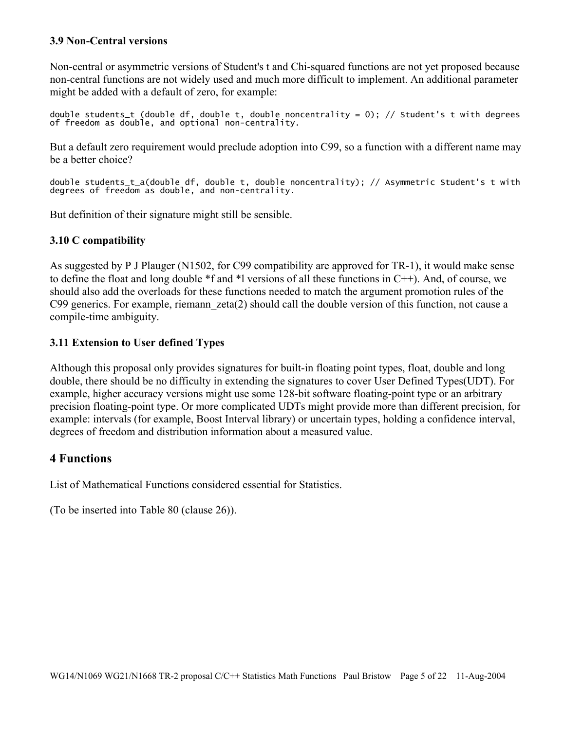### 3.9 Non-Central versions

Non-central or asymmetric versions of Student's t and Chi-squared functions are not yet proposed because non-central functions are not widely used and much more difficult to implement. An additional parameter might be added with a default of zero, for example:

```
double students_t (double df, double t, double noncentrality = 0); // Student's t with degrees of freedom as double, and optional non-centrality.
```

But a default zero requirement would preclude adoption into C99, so a function with a different name may be a better choice?

```
double students_t_a(double df, double t, double noncentrality); // Asymmetric Student's t with degrees of freedom as double, and non-centrality.
```

But definition of their signature might still be sensible.

### 3.10 C compatibility

As suggested by P J Plauger (N1502, for C99 compatibility are approved for TR-1), it would make sense to define the float and long double *f and *l versions of all these functions in C++). And, of course, we should also add the overloads for these functions needed to match the argument promotion rules of the C99 generics. For example, riemann_zeta(2) should call the double version of this function, not cause a compile-time ambiguity.

### 3.11 Extension to User defined Types

Although this proposal only provides signatures for built-in floating point types, float, double and long double, there should be no difficulty in extending the signatures to cover User Defined Types(UDT). For example, higher accuracy versions might use some 128-bit software floating-point type or an arbitrary precision floating-point type. Or more complicated UDTs might provide more than different precision, for example: intervals (for example, Boost Interval library) or uncertain types, holding a confidence interval, degrees of freedom and distribution information about a measured value.

## 4 Functions

List of Mathematical Functions considered essential for Statistics.

(To be inserted into Table 80 (clause 26)).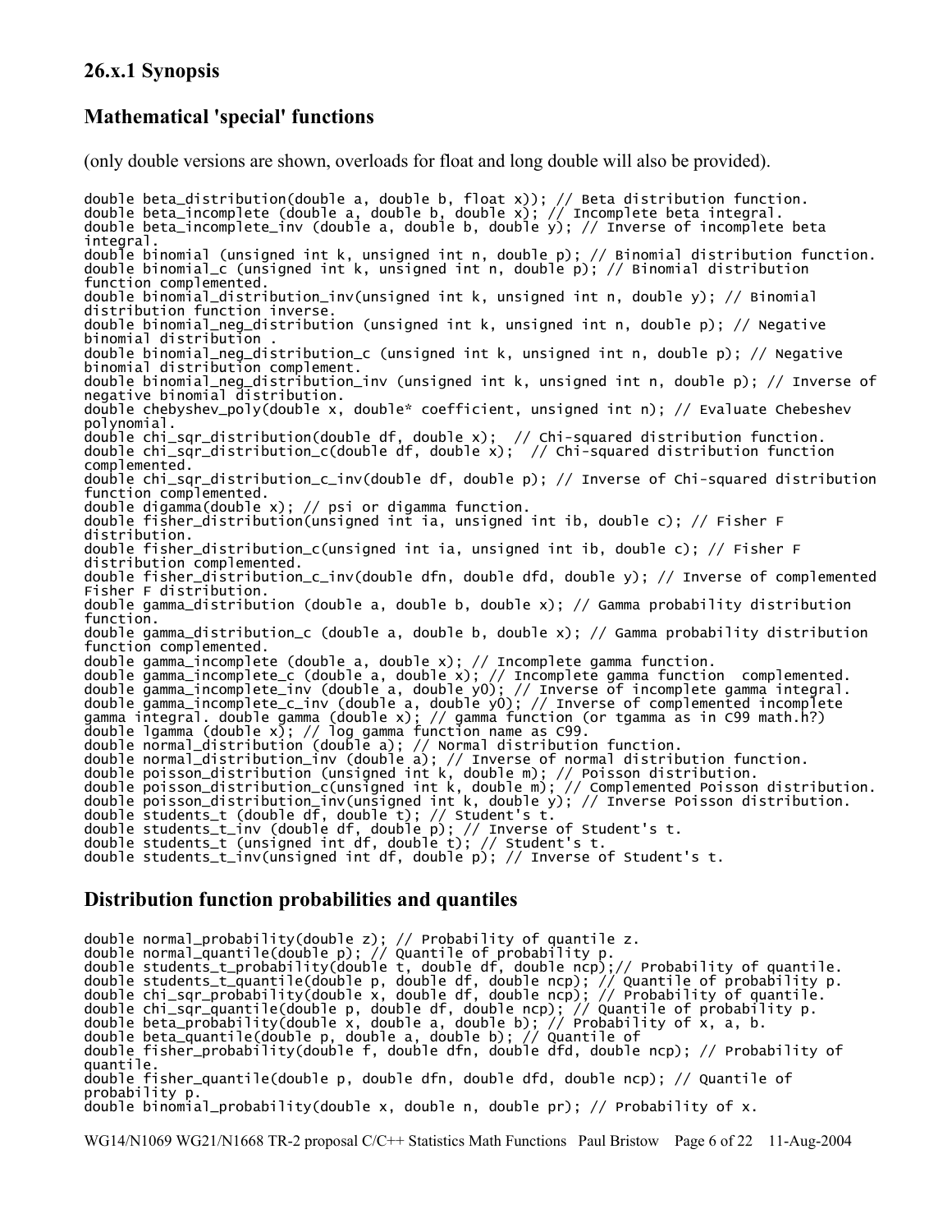### 26.x.1 Synopsis

### Mathematical 'special' functions

(only double versions are shown, overloads for float and long double will also be provided).

```
double beta_distribution(double a, double b, float x)); // Beta distribution function.
double beta_incomplete (double a, double b, double x); // Incomplete beta integral.
double beta_incomplete_inv (double a, double b, double y); // Inverse of incomplete beta integral.
double binomial (unsigned int k, unsigned int n, double p); // Binomial distribution function.
double binomial_c (unsigned int k, unsigned int n, double p); // Binomial distribution function complemented.
double binomial_distribution_inv(unsigned int k, unsigned int n, double y); // Binomial distribution function inverse.
double binomial_neg_distribution (unsigned int k, unsigned int n, double p); // Negative binomial distribution .
double binomial_neg_distribution_c (unsigned int k, unsigned int n, double p); // Negative binomial distribution complement.
double binomial_neg_distribution_inv (unsigned int k, unsigned int n, double p); // Inverse of negative binomial distribution.
double chebyshev_poly(double x, double* coefficient, unsigned int n); // Evaluate Chebeshev polynomial.
double chi_sqr_distribution(double df, double x);  // Chi-squared distribution function.
double chi_sqr_distribution_c(double df, double x);  // Chi-squared distribution function complemented.
double chi_sqr_distribution_c_inv(double df, double p); // Inverse of Chi-squared distribution function complemented.
double digamma(double x); // psi or digamma function.
double fisher_distribution(unsigned int ia, unsigned int ib, double c); // Fisher F distribution.
double fisher_distribution_c(unsigned int ia, unsigned int ib, double c); // Fisher F distribution complemented.
double fisher_distribution_c_inv(double dfn, double dfd, double y); // Inverse of complemented Fisher F distribution.
double gamma_distribution (double a, double b, double x); // Gamma probability distribution function.
double gamma_distribution_c (double a, double b, double x); // Gamma probability distribution function complemented.
double gamma_incomplete (double a, double x); // Incomplete gamma function.
double gamma_incomplete_c (double a, double x); // Incomplete gamma function  complemented.
double gamma_incomplete_inv (double a, double y0); // Inverse of incomplete gamma integral.
double gamma_incomplete_c_inv (double a, double y0); // Inverse of complemented incomplete gamma integral. double gamma (double x); // gamma function (or tgamma as in C99 math.h?)
double lgamma (double x); // log gamma function name as C99.
double normal_distribution (double a); // Normal distribution function.
double normal_distribution_inv (double a); // Inverse of normal distribution function.
double poisson_distribution (unsigned int k, double m); // Poisson distribution.
double poisson_distribution_c(unsigned int k, double m); // Complemented Poisson distribution.
double poisson_distribution_inv(unsigned int k, double y); // Inverse Poisson distribution.
double students_t (double df, double t); // Student's t.
double students_t_inv (double df, double p); // Inverse of Student's t.
double students_t (unsigned int df, double t); // Student's t.
double students_t_inv(unsigned int df, double p); // Inverse of Student's t.
```

### Distribution function probabilities and quantiles

```
double normal_probability(double z); // Probability of quantile z.
double normal_quantile(double p); // Quantile of probability p.
double students_t_probability(double t, double df, double ncp);// Probability of quantile.
double students_t_quantile(double p, double df, double ncp); // Quantile of probability p.
double chi_sqr_probability(double x, double df, double ncp); // Probability of quantile.
double chi_sqr_quantile(double p, double df, double ncp); // Quantile of probability p.
double beta_probability(double x, double a, double b); // Probability of x, a, b.
double beta_quantile(double p, double a, double b); // Quantile of
double fisher_probability(double f, double dfn, double dfd, double ncp); // Probability of quantile.
double fisher_quantile(double p, double dfn, double dfd, double ncp); // Quantile of probability p.
double binomial_probability(double x, double n, double pr); // Probability of x.
```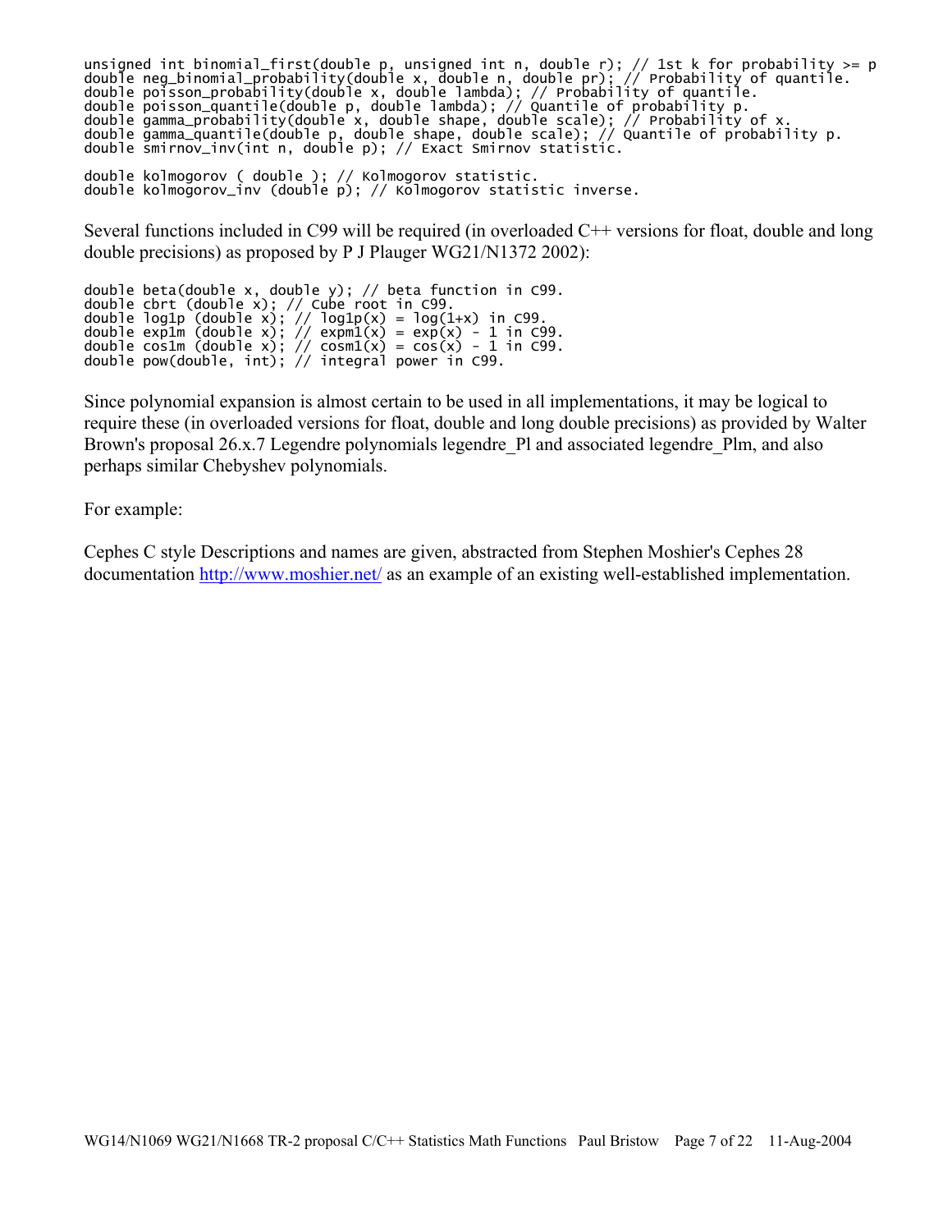```
unsigned int binomial_first(double p, unsigned int n, double r); // 1st k for probability >= p
double neg_binomial_probability(double x, double n, double pr); // Probability of quantile.
double poisson_probability(double x, double lambda); // Probability of quantile.
double poisson_quantile(double p, double lambda); // Quantile of probability p.
double gamma_probability(double x, double shape, double scale); // Probability of x.
double gamma_quantile(double p, double shape, double scale); // Quantile of probability p.
double smirnov_inv(int n, double p); // Exact Smirnov statistic.

double kolmogorov ( double ); // Kolmogorov statistic.
double kolmogorov_inv (double p); // Kolmogorov statistic inverse.
```

Several functions included in C99 will be required (in overloaded C++ versions for float, double and long double precisions) as proposed by P J Plauger WG21/N1372 2002):

```
double beta(double x, double y); // beta function in C99.
double cbrt (double x); // Cube root in C99.
double log1p (double x); // log1p(x) = log(1+x) in C99.
double exp1m (double x); // expm1(x) = exp(x) - 1 in C99.
double cos1m (double x); // cosm1(x) = cos(x) - 1 in C99.
double pow(double, int); // integral power in C99.
```

Since polynomial expansion is almost certain to be used in all implementations, it may be logical to require these (in overloaded versions for float, double and long double precisions) as provided by Walter Brown's proposal 26.x.7 Legendre polynomials legendre_Pl and associated legendre_Plm, and also perhaps similar Chebyshev polynomials.

For example:

Cephes C style Descriptions and names are given, abstracted from Stephen Moshier's Cephes 28 documentation http://www.moshier.net/ as an example of an existing well-established implementation.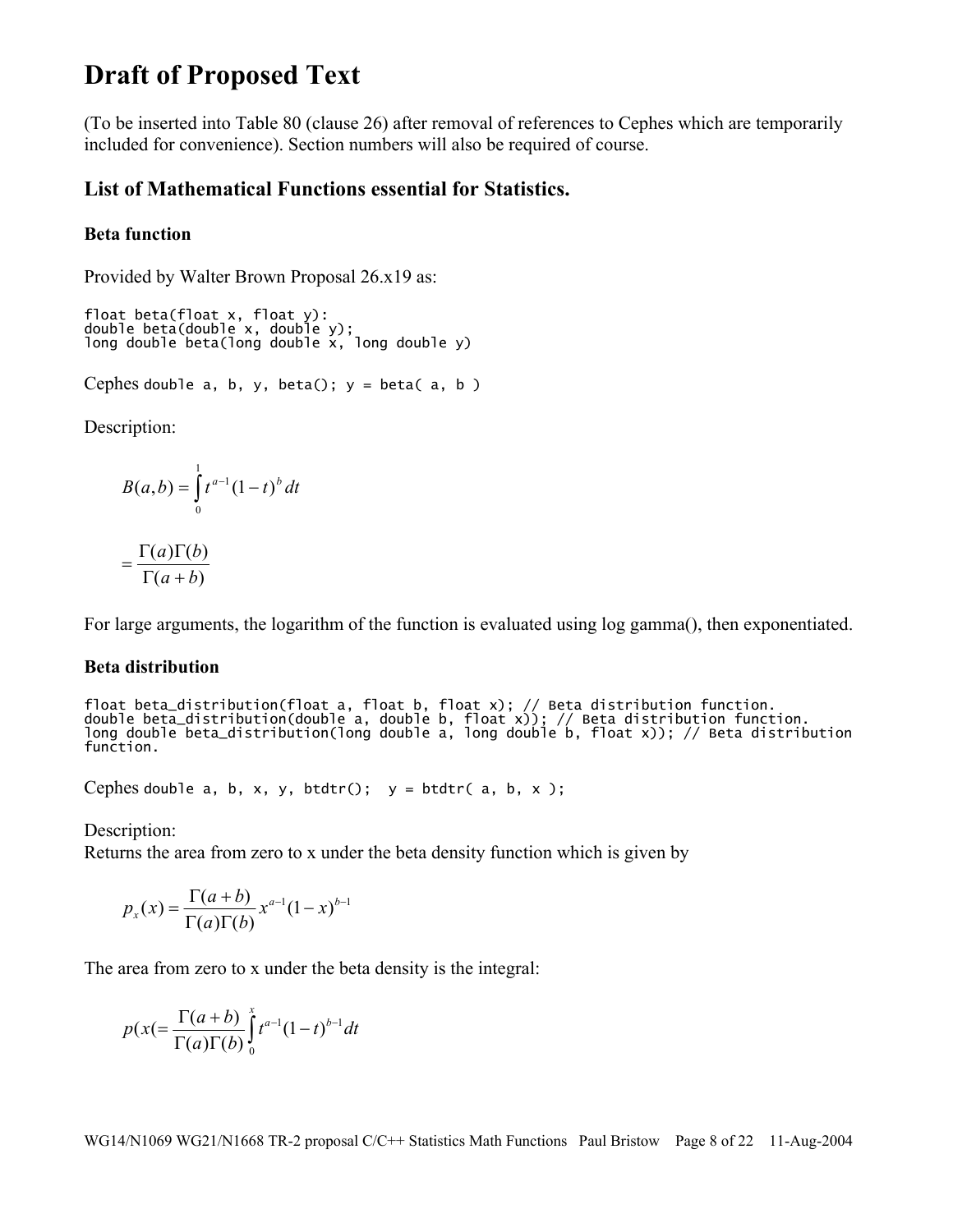# Draft of Proposed Text

(To be inserted into Table 80 (clause 26) after removal of references to Cephes which are temporarily included for convenience). Section numbers will also be required of course.

## List of Mathematical Functions essential for Statistics.

### Beta function

Provided by Walter Brown Proposal 26.x19 as:

```
float beta(float x, float y):
double beta(double x, double y);
long double beta(long double x, long double y)
```

Cephes `double a, b, y, beta(); y = beta( a, b )`

Description:

$$B(a,b) = \int_0^1 t^{a-1}(1-t)^b \, dt$$

$$= \frac{\Gamma(a)\Gamma(b)}{\Gamma(a+b)}$$

For large arguments, the logarithm of the function is evaluated using log gamma(), then exponentiated.

### Beta distribution

```
float beta_distribution(float a, float b, float x); // Beta distribution function.
double beta_distribution(double a, double b, float x)); // Beta distribution function.
long double beta_distribution(long double a, long double b, float x)); // Beta distribution function.
```

Cephes `double a, b, x, y, btdtr();  y = btdtr( a, b, x );`

Description:
Returns the area from zero to x under the beta density function which is given by

$$p_x(x) = \frac{\Gamma(a+b)}{\Gamma(a)\Gamma(b)} x^{a-1}(1-x)^{b-1}$$

The area from zero to x under the beta density is the integral:

$$p(x(= \frac{\Gamma(a+b)}{\Gamma(a)\Gamma(b)} \int_0^x t^{a-1}(1-t)^{b-1} dt$$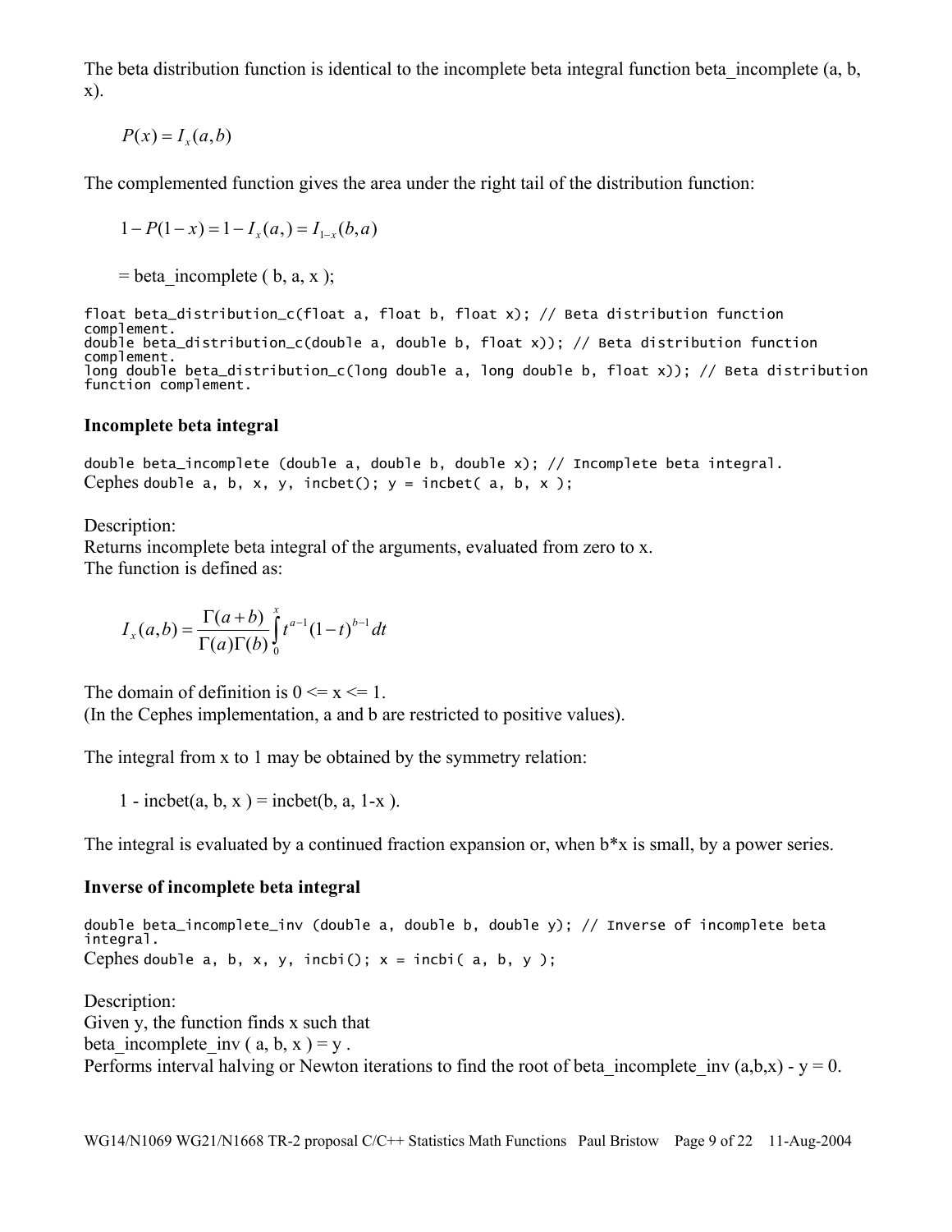The beta distribution function is identical to the incomplete beta integral function beta_incomplete (a, b, x).

$$P(x) = I_x(a,b)$$

The complemented function gives the area under the right tail of the distribution function:

$$1 - P(1-x) = 1 - I_x(a,) = I_{1-x}(b,a)$$

= beta_incomplete ( b, a, x );

```
float beta_distribution_c(float a, float b, float x); // Beta distribution function complement.
double beta_distribution_c(double a, double b, float x)); // Beta distribution function complement.
long double beta_distribution_c(long double a, long double b, float x)); // Beta distribution function complement.
```

### Incomplete beta integral

```
double beta_incomplete (double a, double b, double x); // Incomplete beta integral.
```

Cephes `double a, b, x, y, incbet(); y = incbet( a, b, x );`

Description:
Returns incomplete beta integral of the arguments, evaluated from zero to x.
The function is defined as:

$$I_x(a,b) = \frac{\Gamma(a+b)}{\Gamma(a)\Gamma(b)} \int_0^x t^{a-1}(1-t)^{b-1}\,dt$$

The domain of definition is 0 <= x <= 1.
(In the Cephes implementation, a and b are restricted to positive values).

The integral from x to 1 may be obtained by the symmetry relation:

1 - incbet(a, b, x ) = incbet(b, a, 1-x ).

The integral is evaluated by a continued fraction expansion or, when b*x is small, by a power series.

### Inverse of incomplete beta integral

```
double beta_incomplete_inv (double a, double b, double y); // Inverse of incomplete beta integral.
```

Cephes `double a, b, x, y, incbi(); x = incbi( a, b, y );`

Description:
Given y, the function finds x such that
beta_incomplete_inv ( a, b, x ) = y .
Performs interval halving or Newton iterations to find the root of beta_incomplete_inv (a,b,x) - y = 0.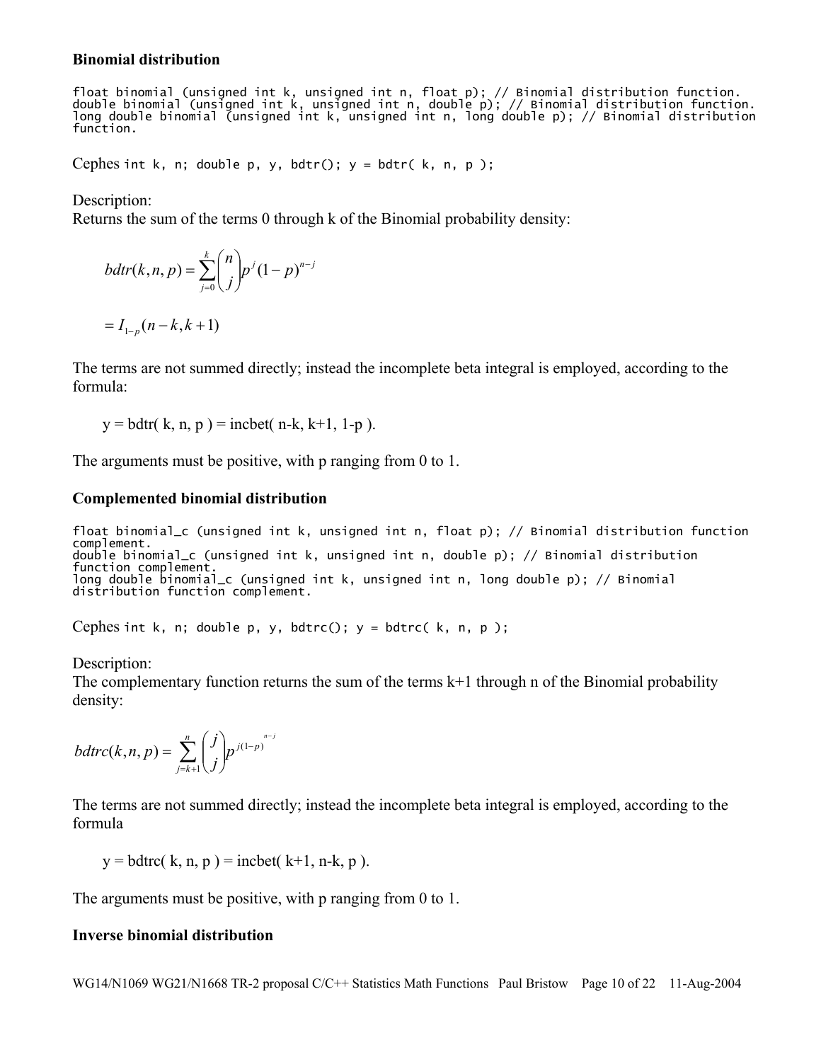### Binomial distribution

```
float binomial (unsigned int k, unsigned int n, float p); // Binomial distribution function.
double binomial (unsigned int k, unsigned int n, double p); // Binomial distribution function.
long double binomial (unsigned int k, unsigned int n, long double p); // Binomial distribution function.
```

Cephes `int k, n; double p, y, bdtr(); y = bdtr( k, n, p );`

Description:
Returns the sum of the terms 0 through k of the Binomial probability density:

$$bdtr(k,n,p) = \sum_{j=0}^{k} \binom{n}{j} p^j (1-p)^{n-j}$$

$$= I_{1-p}(n-k, k+1)$$

The terms are not summed directly; instead the incomplete beta integral is employed, according to the formula:

y = bdtr( k, n, p ) = incbet( n-k, k+1, 1-p ).

The arguments must be positive, with p ranging from 0 to 1.

### Complemented binomial distribution

```
float binomial_c (unsigned int k, unsigned int n, float p); // Binomial distribution function complement.
double binomial_c (unsigned int k, unsigned int n, double p); // Binomial distribution function complement.
long double binomial_c (unsigned int k, unsigned int n, long double p); // Binomial distribution function complement.
```

Cephes `int k, n; double p, y, bdtrc(); y = bdtrc( k, n, p );`

Description:
The complementary function returns the sum of the terms k+1 through n of the Binomial probability density:

$$bdtrc(k,n,p) = \sum_{j=k+1}^{n} \binom{j}{j} p^{j(1-p)^{n-j}}$$

The terms are not summed directly; instead the incomplete beta integral is employed, according to the formula

y = bdtrc( k, n, p ) = incbet( k+1, n-k, p ).

The arguments must be positive, with p ranging from 0 to 1.

### Inverse binomial distribution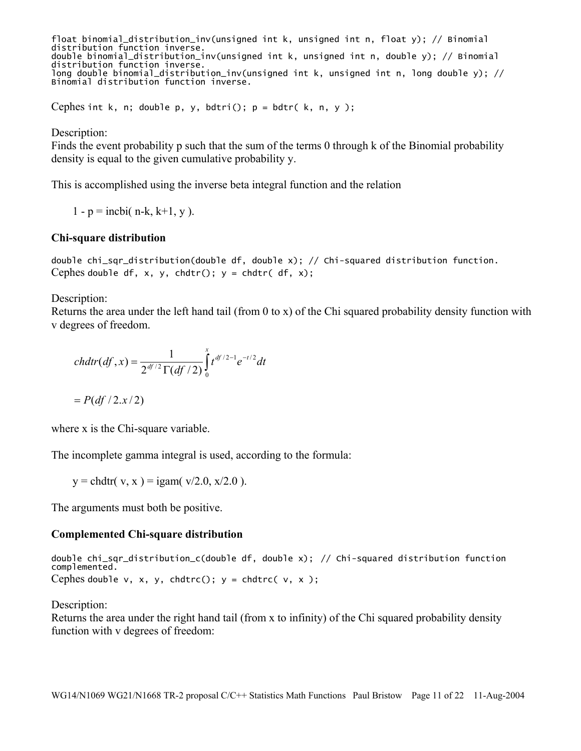```
float binomial_distribution_inv(unsigned int k, unsigned int n, float y); // Binomial distribution function inverse.
double binomial_distribution_inv(unsigned int k, unsigned int n, double y); // Binomial distribution function inverse.
long double binomial_distribution_inv(unsigned int k, unsigned int n, long double y); // Binomial distribution function inverse.
```

Cephes `int k, n; double p, y, bdtri(); p = bdtr( k, n, y );`

Description:
Finds the event probability p such that the sum of the terms 0 through k of the Binomial probability density is equal to the given cumulative probability y.

This is accomplished using the inverse beta integral function and the relation

1 - p = incbi( n-k, k+1, y ).

### Chi-square distribution

```
double chi_sqr_distribution(double df, double x); // Chi-squared distribution function.
```

Cephes `double df, x, y, chdtr(); y = chdtr( df, x);`

Description:
Returns the area under the left hand tail (from 0 to x) of the Chi squared probability density function with v degrees of freedom.

$$chdtr(df, x) = \frac{1}{2^{df/2}\Gamma(df/2)} \int_0^x t^{df/2-1} e^{-t/2} dt$$

$$= P(df/2.x/2)$$

where x is the Chi-square variable.

The incomplete gamma integral is used, according to the formula:

y = chdtr( v, x ) = igam( v/2.0, x/2.0 ).

The arguments must both be positive.

### Complemented Chi-square distribution

```
double chi_sqr_distribution_c(double df, double x); // Chi-squared distribution function complemented.
```

Cephes `double v, x, y, chdtrc(); y = chdtrc( v, x );`

Description:
Returns the area under the right hand tail (from x to infinity) of the Chi squared probability density function with v degrees of freedom: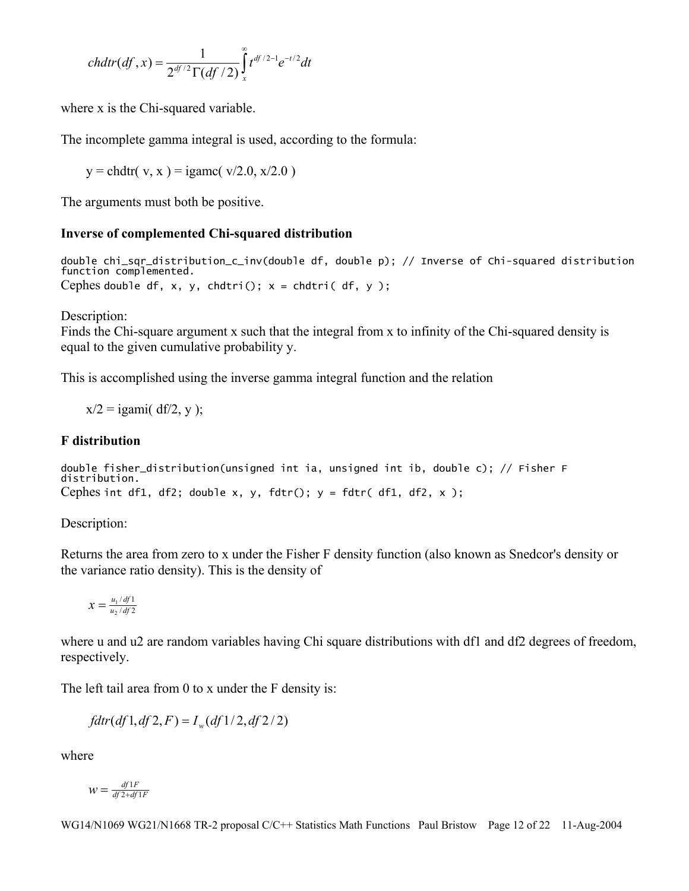$$chdtr(df, x) = \frac{1}{2^{df/2}\Gamma(df/2)} \int_x^{\infty} t^{df/2-1} e^{-t/2} dt$$

where x is the Chi-squared variable.

The incomplete gamma integral is used, according to the formula:

y = chdtr( v, x ) = igamc( v/2.0, x/2.0 )

The arguments must both be positive.

### Inverse of complemented Chi-squared distribution

```
double chi_sqr_distribution_c_inv(double df, double p); // Inverse of Chi-squared distribution function complemented.
```

Cephes `double df, x, y, chdtri(); x = chdtri( df, y );`

Description:
Finds the Chi-square argument x such that the integral from x to infinity of the Chi-squared density is equal to the given cumulative probability y.

This is accomplished using the inverse gamma integral function and the relation

x/2 = igami( df/2, y );

### F distribution

```
double fisher_distribution(unsigned int ia, unsigned int ib, double c); // Fisher F distribution.
```

Cephes `int df1, df2; double x, y, fdtr(); y = fdtr( df1, df2, x );`

Description:

Returns the area from zero to x under the Fisher F density function (also known as Snedcor's density or the variance ratio density). This is the density of

$$x = \frac{u_1 / df1}{u_2 / df2}$$

where u and u2 are random variables having Chi square distributions with df1 and df2 degrees of freedom, respectively.

The left tail area from 0 to x under the F density is:

$$fdtr(df1, df2, F) = I_w(df1/2, df2/2)$$

where

$$w = \frac{df1F}{df2 + df1F}$$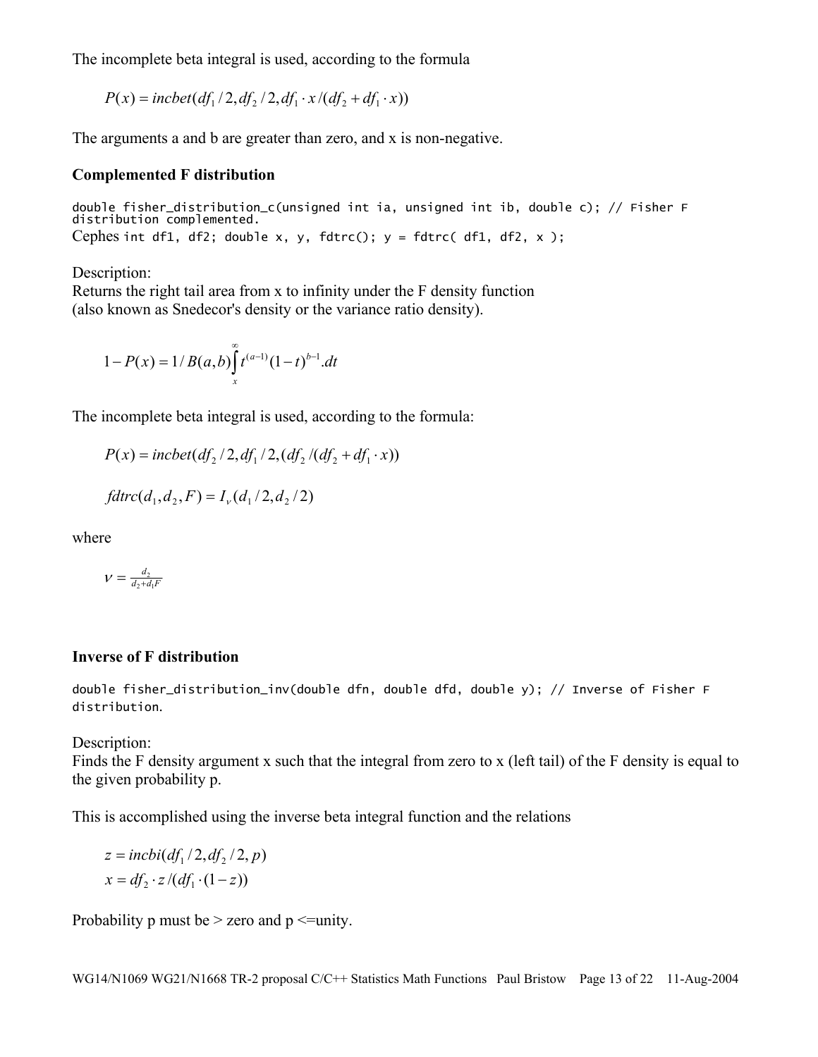The incomplete beta integral is used, according to the formula

$$P(x) = incbet(df_1 / 2, df_2 / 2, df_1 \cdot x / (df_2 + df_1 \cdot x))$$

The arguments a and b are greater than zero, and x is non-negative.

### Complemented F distribution

```
double fisher_distribution_c(unsigned int ia, unsigned int ib, double c); // Fisher F distribution complemented.
```

Cephes `int df1, df2; double x, y, fdtrc(); y = fdtrc( df1, df2, x );`

Description:
Returns the right tail area from x to infinity under the F density function (also known as Snedecor's density or the variance ratio density).

$$1 - P(x) = 1 / B(a,b) \int_{x}^{\infty} t^{(a-1)} (1-t)^{b-1} .dt$$

The incomplete beta integral is used, according to the formula:

$$P(x) = incbet(df_2 / 2, df_1 / 2, (df_2 / (df_2 + df_1 \cdot x))$$

$$fdtrc(d_1, d_2, F) = I_{\nu}(d_1 / 2, d_2 / 2)$$

where

$$\nu = \frac{d_2}{d_2 + d_1 F}$$

### Inverse of F distribution

```
double fisher_distribution_inv(double dfn, double dfd, double y); // Inverse of Fisher F distribution.
```

Description:
Finds the F density argument x such that the integral from zero to x (left tail) of the F density is equal to the given probability p.

This is accomplished using the inverse beta integral function and the relations

$$z = incbi(df_1 / 2, df_2 / 2, p)$$
$$x = df_2 \cdot z / (df_1 \cdot (1 - z))$$

Probability p must be > zero and p <=unity.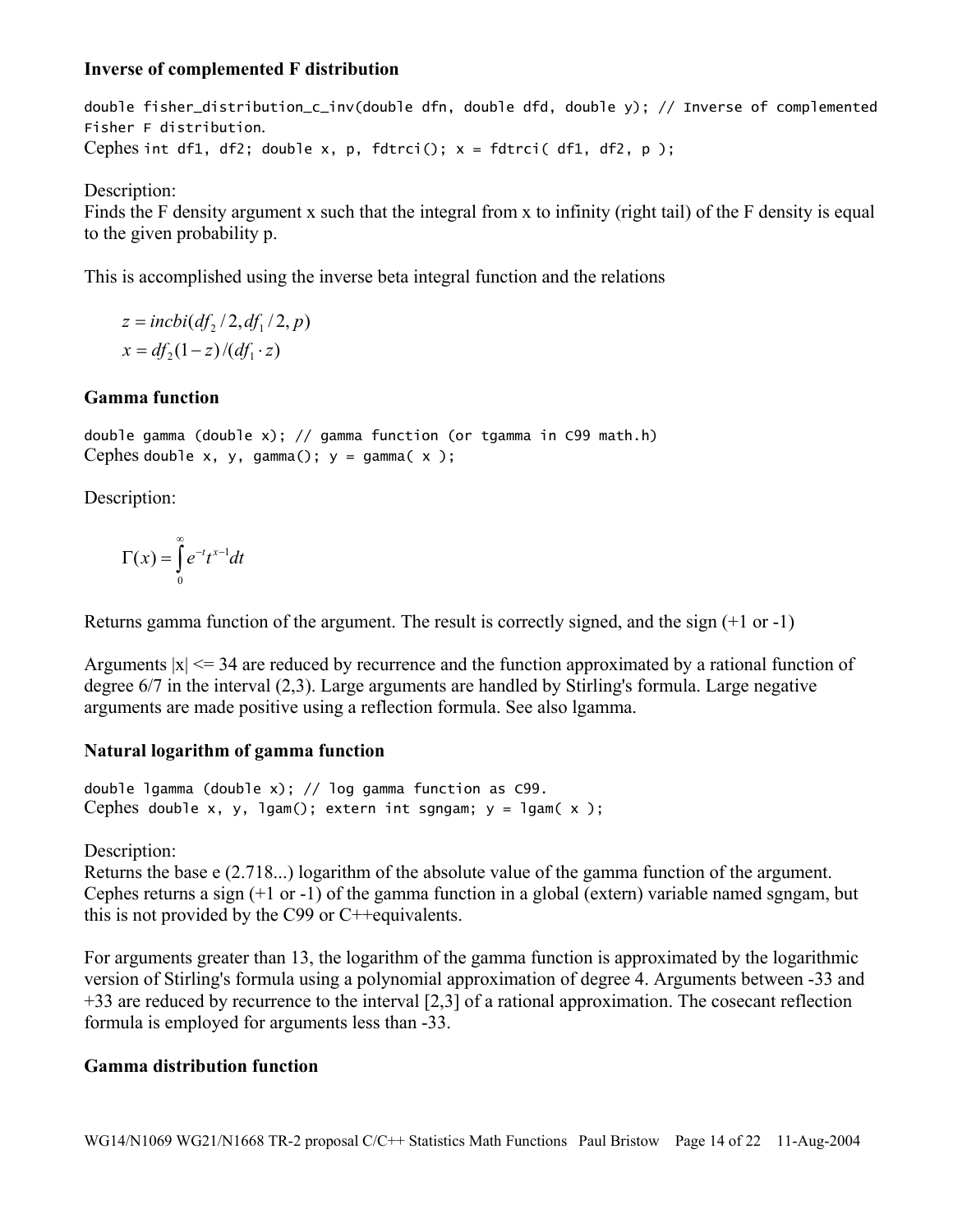### Inverse of complemented F distribution

```
double fisher_distribution_c_inv(double dfn, double dfd, double y); // Inverse of complemented Fisher F distribution.
```

Cephes `int df1, df2; double x, p, fdtrci(); x = fdtrci( df1, df2, p );`

Description:
Finds the F density argument x such that the integral from x to infinity (right tail) of the F density is equal to the given probability p.

This is accomplished using the inverse beta integral function and the relations

$$z = incbi(df_2/2, df_1/2, p)$$
$$x = df_2(1-z)/(df_1 \cdot z)$$

### Gamma function

```
double gamma (double x); // gamma function (or tgamma in C99 math.h)
```

Cephes `double x, y, gamma(); y = gamma( x );`

Description:

$$\Gamma(x) = \int_0^\infty e^{-t} t^{x-1} dt$$

Returns gamma function of the argument. The result is correctly signed, and the sign (+1 or -1)

Arguments |x| <= 34 are reduced by recurrence and the function approximated by a rational function of degree 6/7 in the interval (2,3). Large arguments are handled by Stirling's formula. Large negative arguments are made positive using a reflection formula. See also lgamma.

### Natural logarithm of gamma function

```
double lgamma (double x); // log gamma function as C99.
```

Cephes `double x, y, lgam(); extern int sgngam; y = lgam( x );`

Description:
Returns the base e (2.718...) logarithm of the absolute value of the gamma function of the argument. Cephes returns a sign (+1 or -1) of the gamma function in a global (extern) variable named sgngam, but this is not provided by the C99 or C++equivalents.

For arguments greater than 13, the logarithm of the gamma function is approximated by the logarithmic version of Stirling's formula using a polynomial approximation of degree 4. Arguments between -33 and +33 are reduced by recurrence to the interval [2,3] of a rational approximation. The cosecant reflection formula is employed for arguments less than -33.

### Gamma distribution function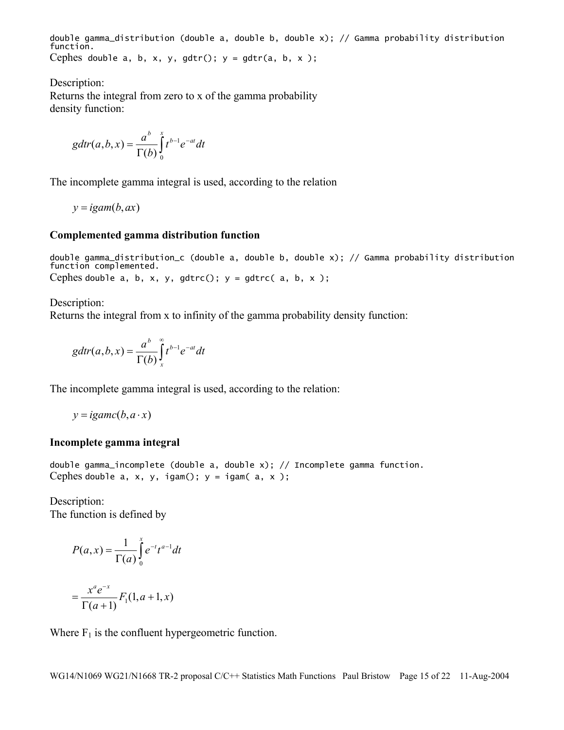```
double gamma_distribution (double a, double b, double x); // Gamma probability distribution function.
```

Cephes `double a, b, x, y, gdtr(); y = gdtr(a, b, x );`

Description:
Returns the integral from zero to x of the gamma probability density function:

$$gdtr(a,b,x) = \frac{a^b}{\Gamma(b)} \int_0^x t^{b-1} e^{-at} dt$$

The incomplete gamma integral is used, according to the relation

$$y = igam(b, ax)$$

### Complemented gamma distribution function

```
double gamma_distribution_c (double a, double b, double x); // Gamma probability distribution function complemented.
```

Cephes `double a, b, x, y, gdtrc(); y = gdtrc( a, b, x );`

Description:
Returns the integral from x to infinity of the gamma probability density function:

$$gdtr(a,b,x) = \frac{a^b}{\Gamma(b)} \int_x^\infty t^{b-1} e^{-at} dt$$

The incomplete gamma integral is used, according to the relation:

$$y = igamc(b, a \cdot x)$$

### Incomplete gamma integral

```
double gamma_incomplete (double a, double x); // Incomplete gamma function.
```

Cephes `double a, x, y, igam(); y = igam( a, x );`

Description:
The function is defined by

$$P(a,x) = \frac{1}{\Gamma(a)} \int_0^x e^{-t} t^{a-1} dt$$

$$= \frac{x^a e^{-x}}{\Gamma(a+1)} F_1(1, a+1, x)$$

Where $F_1$ is the confluent hypergeometric function.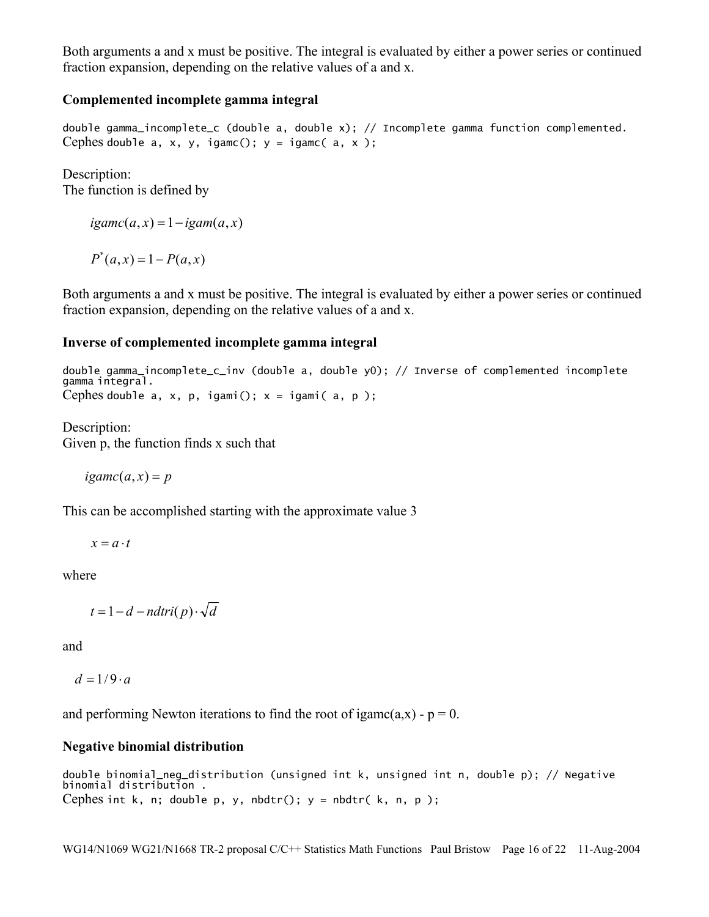Both arguments a and x must be positive. The integral is evaluated by either a power series or continued fraction expansion, depending on the relative values of a and x.

### Complemented incomplete gamma integral

```
double gamma_incomplete_c (double a, double x); // Incomplete gamma function complemented.
```

Cephes `double a, x, y, igamc(); y = igamc( a, x );`

Description:
The function is defined by

$$igamc(a,x) = 1 - igam(a,x)$$

$$P^*(a,x) = 1 - P(a,x)$$

Both arguments a and x must be positive. The integral is evaluated by either a power series or continued fraction expansion, depending on the relative values of a and x.

### Inverse of complemented incomplete gamma integral

```
double gamma_incomplete_c_inv (double a, double y0); // Inverse of complemented incomplete gamma integral.
```

Cephes `double a, x, p, igami(); x = igami( a, p );`

Description:
Given p, the function finds x such that

$$igamc(a,x) = p$$

This can be accomplished starting with the approximate value 3

$$x = a \cdot t$$

where

$$t = 1 - d - ndtri(p) \cdot \sqrt{d}$$

and

$$d = 1/9 \cdot a$$

and performing Newton iterations to find the root of igamc(a,x) - p = 0.

### Negative binomial distribution

```
double binomial_neg_distribution (unsigned int k, unsigned int n, double p); // Negative binomial distribution .
```

Cephes `int k, n; double p, y, nbdtr(); y = nbdtr( k, n, p );`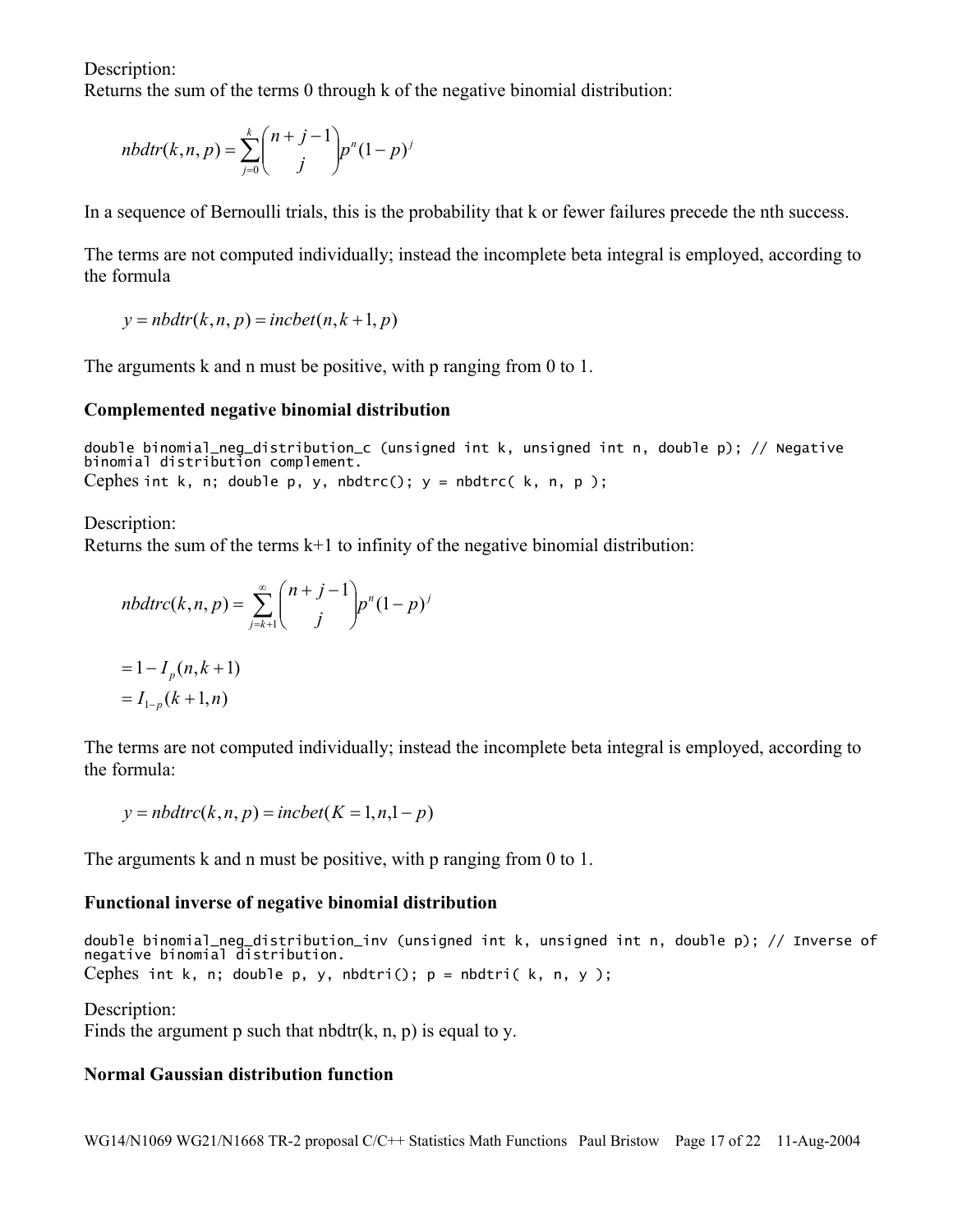Description:
Returns the sum of the terms 0 through k of the negative binomial distribution:

$$nbdtr(k,n,p) = \sum_{j=0}^{k} \binom{n+j-1}{j} p^n (1-p)^j$$

In a sequence of Bernoulli trials, this is the probability that k or fewer failures precede the nth success.

The terms are not computed individually; instead the incomplete beta integral is employed, according to the formula

$$y = nbdtr(k,n,p) = incbet(n, k+1, p)$$

The arguments k and n must be positive, with p ranging from 0 to 1.

### Complemented negative binomial distribution

```
double binomial_neg_distribution_c (unsigned int k, unsigned int n, double p); // Negative binomial distribution complement.
```

Cephes `int k, n; double p, y, nbdtrc(); y = nbdtrc( k, n, p );`

Description:
Returns the sum of the terms k+1 to infinity of the negative binomial distribution:

$$nbdtrc(k,n,p) = \sum_{j=k+1}^{\infty} \binom{n+j-1}{j} p^n (1-p)^j$$

$$= 1 - I_p(n, k+1)$$

$$= I_{1-p}(k+1, n)$$

The terms are not computed individually; instead the incomplete beta integral is employed, according to the formula:

$$y = nbdtrc(k,n,p) = incbet(K = 1, n, 1-p)$$

The arguments k and n must be positive, with p ranging from 0 to 1.

### Functional inverse of negative binomial distribution

```
double binomial_neg_distribution_inv (unsigned int k, unsigned int n, double p); // Inverse of negative binomial distribution.
```

Cephes `int k, n; double p, y, nbdtri(); p = nbdtri( k, n, y );`

Description:
Finds the argument p such that nbdtr(k, n, p) is equal to y.

### Normal Gaussian distribution function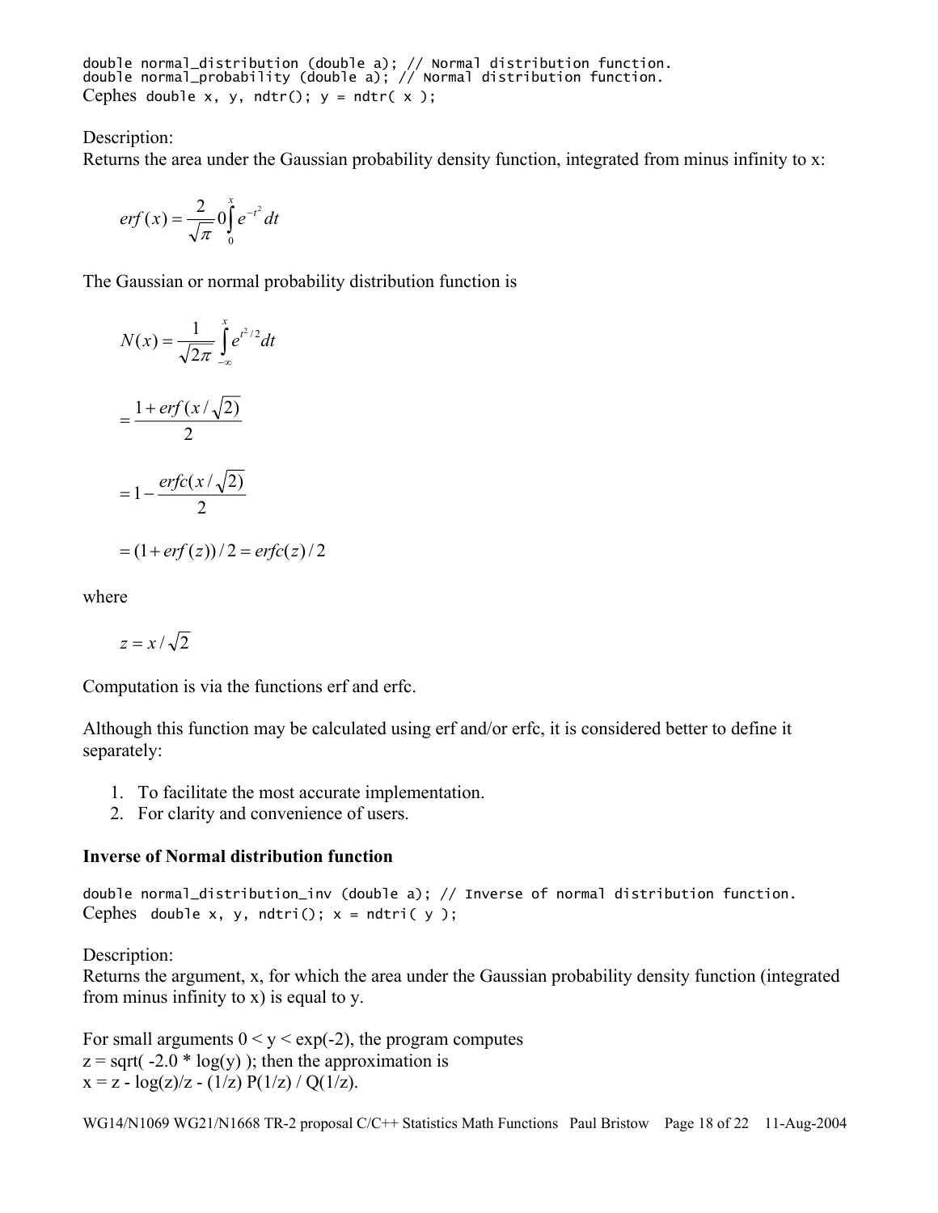```
double normal_distribution (double a); // Normal distribution function.
double normal_probability (double a); // Normal distribution function.
```

Cephes `double x, y, ndtr(); y = ndtr( x );`

Description:
Returns the area under the Gaussian probability density function, integrated from minus infinity to x:

$$erf(x) = \frac{2}{\sqrt{\pi}} 0 \int_0^x e^{-t^2} dt$$

The Gaussian or normal probability distribution function is

$$N(x) = \frac{1}{\sqrt{2\pi}} \int_{-\infty}^{x} e^{t^2/2} dt$$

$$= \frac{1 + erf(x/\sqrt{2})}{2}$$

$$= 1 - \frac{erfc(x/\sqrt{2})}{2}$$

$$= (1 + erf(z))/2 = erfc(z)/2$$

where

$$z = x/\sqrt{2}$$

Computation is via the functions erf and erfc.

Although this function may be calculated using erf and/or erfc, it is considered better to define it separately:

1. To facilitate the most accurate implementation.
2. For clarity and convenience of users.

**Inverse of Normal distribution function**

```
double normal_distribution_inv (double a); // Inverse of normal distribution function.
```

Cephes `double x, y, ndtri(); x = ndtri( y );`

Description:
Returns the argument, x, for which the area under the Gaussian probability density function (integrated from minus infinity to x) is equal to y.

For small arguments 0 < y < exp(-2), the program computes
z = sqrt( -2.0 * log(y) ); then the approximation is
x = z - log(z)/z - (1/z) P(1/z) / Q(1/z).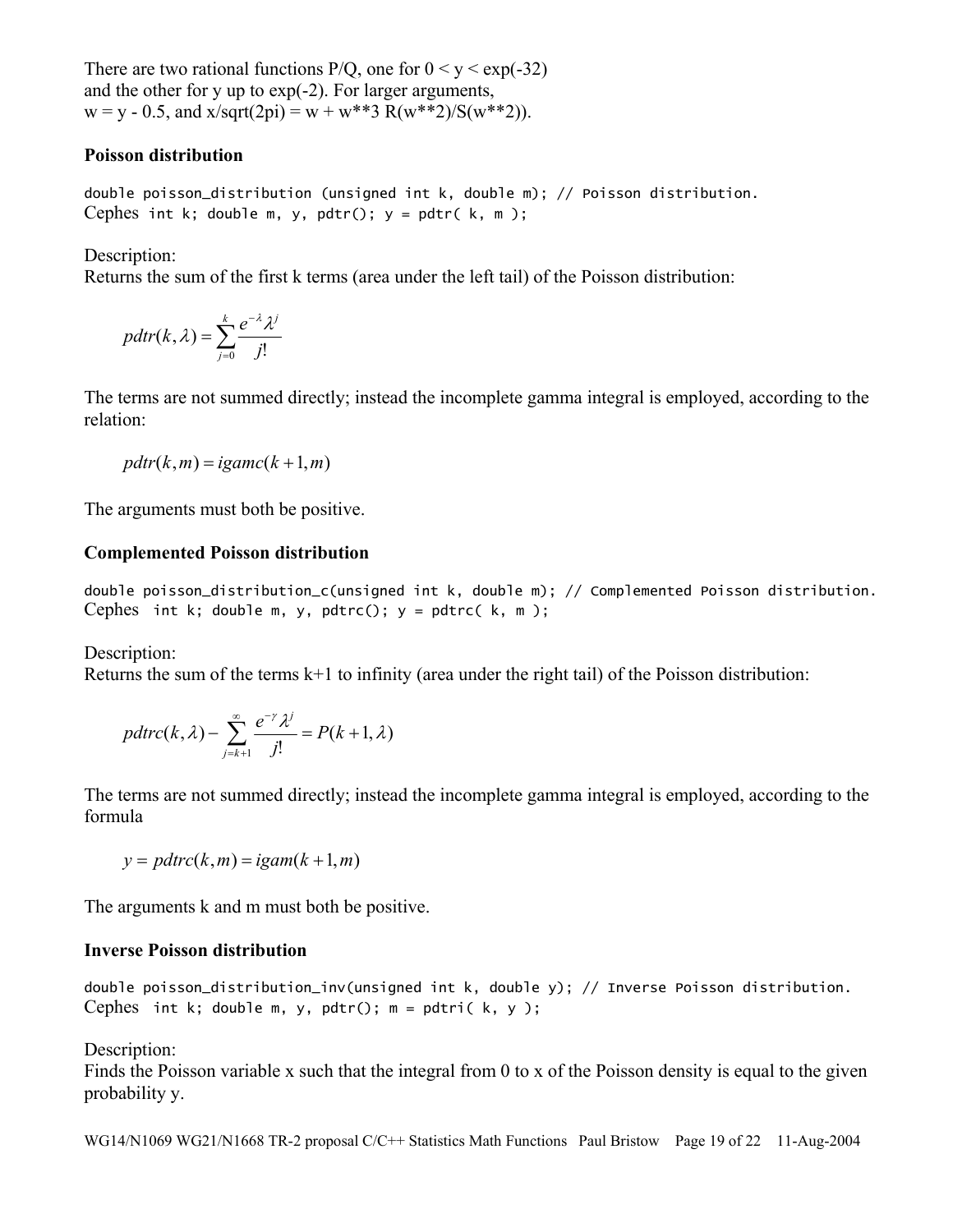There are two rational functions P/Q, one for 0 < y < exp(-32) and the other for y up to exp(-2). For larger arguments, w = y - 0.5, and x/sqrt(2pi) = w + w**3 R(w**2)/S(w**2)).

### Poisson distribution

```
double poisson_distribution (unsigned int k, double m); // Poisson distribution.
```
Cephes `int k; double m, y, pdtr(); y = pdtr( k, m );`

Description:
Returns the sum of the first k terms (area under the left tail) of the Poisson distribution:

$$pdtr(k,\lambda) = \sum_{j=0}^{k} \frac{e^{-\lambda}\lambda^{j}}{j!}$$

The terms are not summed directly; instead the incomplete gamma integral is employed, according to the relation:

$$pdtr(k,m) = igamc(k+1,m)$$

The arguments must both be positive.

### Complemented Poisson distribution

```
double poisson_distribution_c(unsigned int k, double m); // Complemented Poisson distribution.
```
Cephes `int k; double m, y, pdtrc(); y = pdtrc( k, m );`

Description:
Returns the sum of the terms k+1 to infinity (area under the right tail) of the Poisson distribution:

$$pdtrc(k,\lambda) - \sum_{j=k+1}^{\infty} \frac{e^{-\gamma}\lambda^{j}}{j!} = P(k+1,\lambda)$$

The terms are not summed directly; instead the incomplete gamma integral is employed, according to the formula

$$y = pdtrc(k,m) = igam(k+1,m)$$

The arguments k and m must both be positive.

### Inverse Poisson distribution

```
double poisson_distribution_inv(unsigned int k, double y); // Inverse Poisson distribution.
```
Cephes `int k; double m, y, pdtr(); m = pdtri( k, y );`

Description:
Finds the Poisson variable x such that the integral from 0 to x of the Poisson density is equal to the given probability y.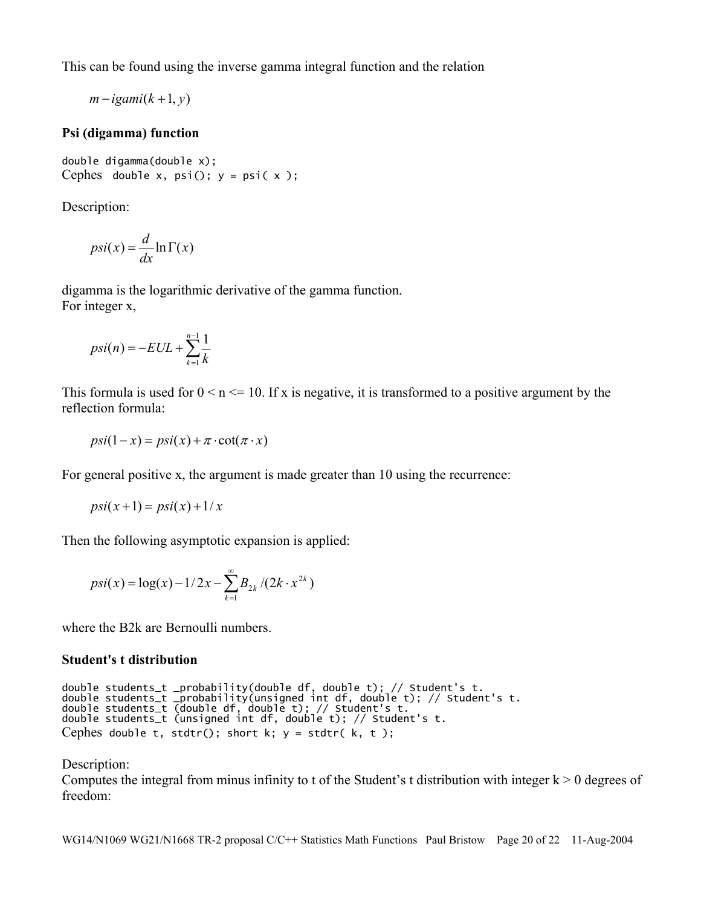This can be found using the inverse gamma integral function and the relation

$$m - igami(k+1, y)$$

**Psi (digamma) function**

```
double digamma(double x);
```

Cephes `double x, psi(); y = psi( x );`

Description:

$$psi(x) = \frac{d}{dx} \ln \Gamma(x)$$

digamma is the logarithmic derivative of the gamma function.
For integer x,

$$psi(n) = -EUL + \sum_{k=1}^{n-1} \frac{1}{k}$$

This formula is used for 0 < n <= 10. If x is negative, it is transformed to a positive argument by the reflection formula:

$$psi(1-x) = psi(x) + \pi \cdot \cot(\pi \cdot x)$$

For general positive x, the argument is made greater than 10 using the recurrence:

$$psi(x+1) = psi(x) + 1/x$$

Then the following asymptotic expansion is applied:

$$psi(x) = \log(x) - 1/2x - \sum_{k=1}^{\infty} B_{2k} / (2k \cdot x^{2k})$$

where the B2k are Bernoulli numbers.

**Student's t distribution**

```
double students_t _probability(double df, double t); // Student's t.
double students_t _probability(unsigned int df, double t); // Student's t.
double students_t (double df, double t); // Student's t.
double students_t (unsigned int df, double t); // Student's t.
```

Cephes `double t, stdtr(); short k; y = stdtr( k, t );`

Description:
Computes the integral from minus infinity to t of the Student's t distribution with integer k > 0 degrees of freedom: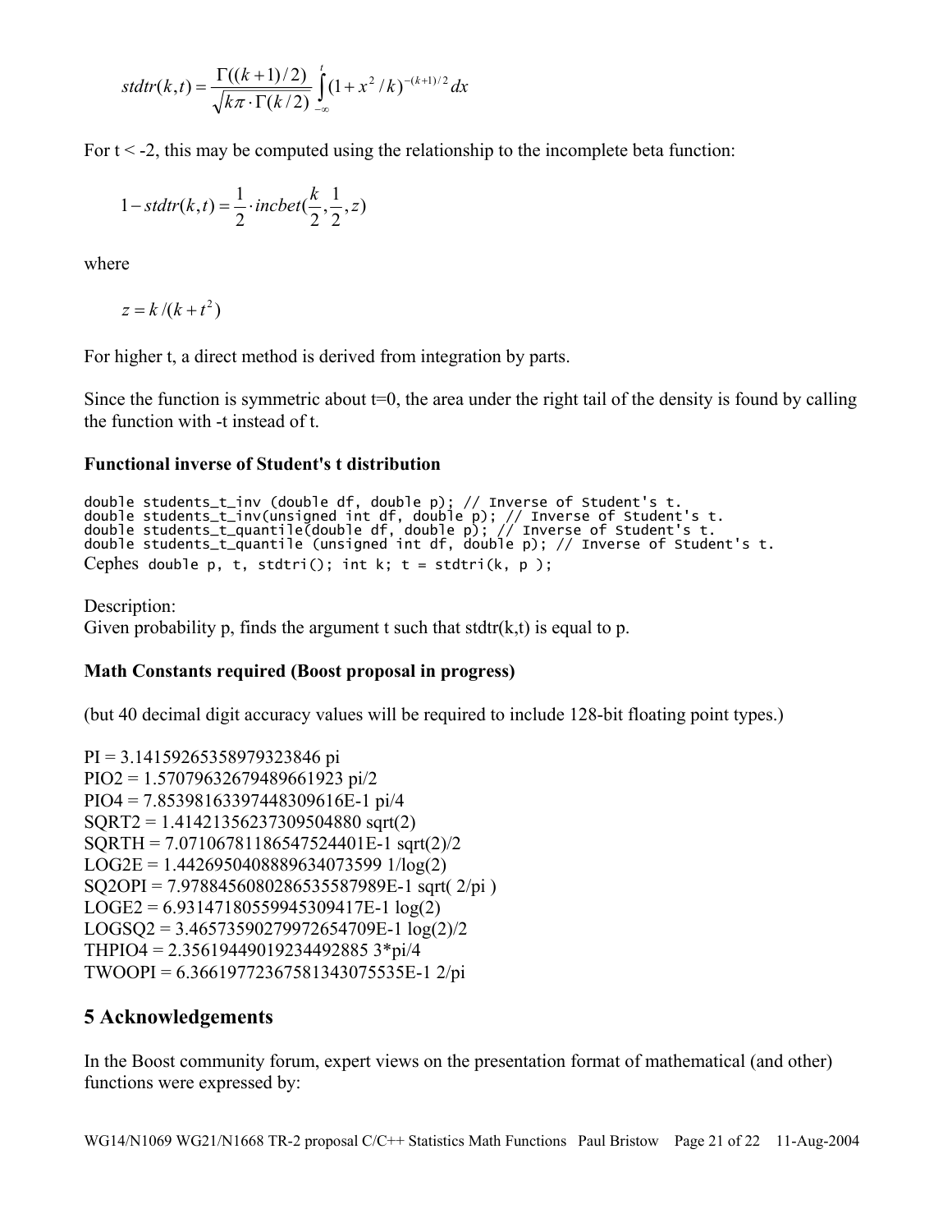$$stdtr(k,t) = \frac{\Gamma((k+1)/2)}{\sqrt{k\pi} \cdot \Gamma(k/2)} \int_{-\infty}^{t} (1 + x^2/k)^{-(k+1)/2} dx$$

For t < -2, this may be computed using the relationship to the incomplete beta function:

$$1 - stdtr(k,t) = \frac{1}{2} \cdot incbet(\frac{k}{2}, \frac{1}{2}, z)$$

where

$$z = k/(k + t^2)$$

For higher t, a direct method is derived from integration by parts.

Since the function is symmetric about t=0, the area under the right tail of the density is found by calling the function with -t instead of t.

### Functional inverse of Student's t distribution

```
double students_t_inv (double df, double p); // Inverse of Student's t.
double students_t_inv(unsigned int df, double p); // Inverse of Student's t.
double students_t_quantile(double df, double p); // Inverse of Student's t.
double students_t_quantile (unsigned int df, double p); // Inverse of Student's t.
```

Cephes `double p, t, stdtri(); int k; t = stdtri(k, p );`

Description:
Given probability p, finds the argument t such that stdtr(k,t) is equal to p.

### Math Constants required (Boost proposal in progress)

(but 40 decimal digit accuracy values will be required to include 128-bit floating point types.)

PI = 3.14159265358979323846 pi
PIO2 = 1.57079632679489661923 pi/2
PIO4 = 7.85398163397448309616E-1 pi/4
SQRT2 = 1.41421356237309504880 sqrt(2)
SQRTH = 7.07106781186547524401E-1 sqrt(2)/2
LOG2E = 1.4426950408889634073599 1/log(2)
SQ2OPI = 7.9788456080286535587989E-1 sqrt( 2/pi )
LOGE2 = 6.93147180559945309417E-1 log(2)
LOGSQ2 = 3.46573590279972654709E-1 log(2)/2
THPIO4 = 2.35619449019234492885 3*pi/4
TWOOPI = 6.36619772367581343075535E-1 2/pi

## 5 Acknowledgements

In the Boost community forum, expert views on the presentation format of mathematical (and other) functions were expressed by: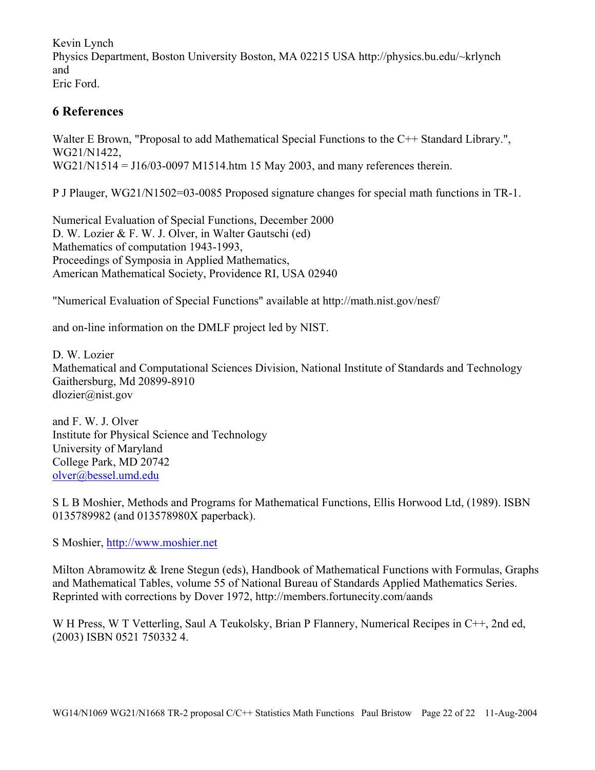Kevin Lynch
Physics Department, Boston University Boston, MA 02215 USA http://physics.bu.edu/~krlynch
and
Eric Ford.

## 6 References

Walter E Brown, "Proposal to add Mathematical Special Functions to the C++ Standard Library.", WG21/N1422,
WG21/N1514 = J16/03-0097 M1514.htm 15 May 2003, and many references therein.

P J Plauger, WG21/N1502=03-0085 Proposed signature changes for special math functions in TR-1.

Numerical Evaluation of Special Functions, December 2000
D. W. Lozier & F. W. J. Olver, in Walter Gautschi (ed)
Mathematics of computation 1943-1993,
Proceedings of Symposia in Applied Mathematics,
American Mathematical Society, Providence RI, USA 02940

"Numerical Evaluation of Special Functions" available at http://math.nist.gov/nesf/

and on-line information on the DMLF project led by NIST.

D. W. Lozier
Mathematical and Computational Sciences Division, National Institute of Standards and Technology
Gaithersburg, Md 20899-8910
dlozier@nist.gov

and F. W. J. Olver
Institute for Physical Science and Technology
University of Maryland
College Park, MD 20742
olver@bessel.umd.edu

S L B Moshier, Methods and Programs for Mathematical Functions, Ellis Horwood Ltd, (1989). ISBN 0135789982 (and 013578980X paperback).

S Moshier, http://www.moshier.net

Milton Abramowitz & Irene Stegun (eds), Handbook of Mathematical Functions with Formulas, Graphs and Mathematical Tables, volume 55 of National Bureau of Standards Applied Mathematics Series. Reprinted with corrections by Dover 1972, http://members.fortunecity.com/aands

W H Press, W T Vetterling, Saul A Teukolsky, Brian P Flannery, Numerical Recipes in C++, 2nd ed, (2003) ISBN 0521 750332 4.